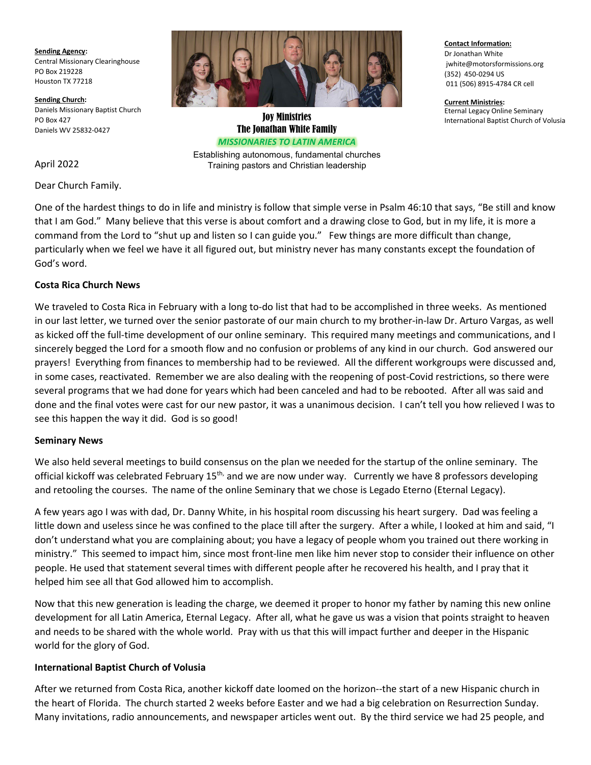**Sending Agency:**
Central Missionary Clearinghouse
PO Box 219228
Houston TX 77218

**Sending Church:**
Daniels Missionary Baptist Church
PO Box 427
Daniels WV 25832-0427

**Joy Ministries**
**The Jonathan White Family**
***MISSIONARIES TO LATIN AMERICA***
Establishing autonomous, fundamental churches
Training pastors and Christian leadership

**Contact Information:**
Dr Jonathan White
jwhite@motorsformissions.org
(352) 450-0294 US
011 (506) 8915-4784 CR cell

**Current Ministries:**
Eternal Legacy Online Seminary
International Baptist Church of Volusia

April 2022

Dear Church Family.

One of the hardest things to do in life and ministry is follow that simple verse in Psalm 46:10 that says, "Be still and know that I am God." Many believe that this verse is about comfort and a drawing close to God, but in my life, it is more a command from the Lord to "shut up and listen so I can guide you." Few things are more difficult than change, particularly when we feel we have it all figured out, but ministry never has many constants except the foundation of God's word.

**Costa Rica Church News**

We traveled to Costa Rica in February with a long to-do list that had to be accomplished in three weeks. As mentioned in our last letter, we turned over the senior pastorate of our main church to my brother-in-law Dr. Arturo Vargas, as well as kicked off the full-time development of our online seminary. This required many meetings and communications, and I sincerely begged the Lord for a smooth flow and no confusion or problems of any kind in our church. God answered our prayers! Everything from finances to membership had to be reviewed. All the different workgroups were discussed and, in some cases, reactivated. Remember we are also dealing with the reopening of post-Covid restrictions, so there were several programs that we had done for years which had been canceled and had to be rebooted. After all was said and done and the final votes were cast for our new pastor, it was a unanimous decision. I can't tell you how relieved I was to see this happen the way it did. God is so good!

**Seminary News**

We also held several meetings to build consensus on the plan we needed for the startup of the online seminary. The official kickoff was celebrated February 15th, and we are now under way. Currently we have 8 professors developing and retooling the courses. The name of the online Seminary that we chose is Legado Eterno (Eternal Legacy).

A few years ago I was with dad, Dr. Danny White, in his hospital room discussing his heart surgery. Dad was feeling a little down and useless since he was confined to the place till after the surgery. After a while, I looked at him and said, "I don't understand what you are complaining about; you have a legacy of people whom you trained out there working in ministry." This seemed to impact him, since most front-line men like him never stop to consider their influence on other people. He used that statement several times with different people after he recovered his health, and I pray that it helped him see all that God allowed him to accomplish.

Now that this new generation is leading the charge, we deemed it proper to honor my father by naming this new online development for all Latin America, Eternal Legacy. After all, what he gave us was a vision that points straight to heaven and needs to be shared with the whole world. Pray with us that this will impact further and deeper in the Hispanic world for the glory of God.

**International Baptist Church of Volusia**

After we returned from Costa Rica, another kickoff date loomed on the horizon--the start of a new Hispanic church in the heart of Florida. The church started 2 weeks before Easter and we had a big celebration on Resurrection Sunday. Many invitations, radio announcements, and newspaper articles went out. By the third service we had 25 people, and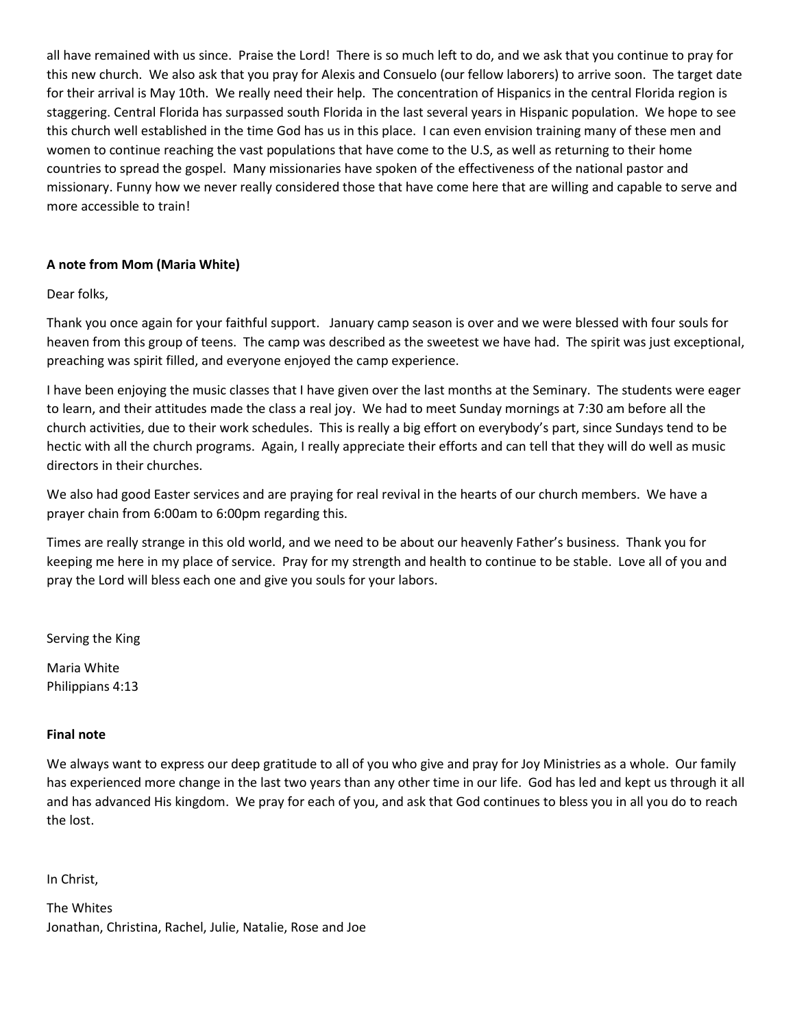all have remained with us since. Praise the Lord! There is so much left to do, and we ask that you continue to pray for this new church. We also ask that you pray for Alexis and Consuelo (our fellow laborers) to arrive soon. The target date for their arrival is May 10th. We really need their help. The concentration of Hispanics in the central Florida region is staggering. Central Florida has surpassed south Florida in the last several years in Hispanic population. We hope to see this church well established in the time God has us in this place. I can even envision training many of these men and women to continue reaching the vast populations that have come to the U.S, as well as returning to their home countries to spread the gospel. Many missionaries have spoken of the effectiveness of the national pastor and missionary. Funny how we never really considered those that have come here that are willing and capable to serve and more accessible to train!

**A note from Mom (Maria White)**

Dear folks,

Thank you once again for your faithful support. January camp season is over and we were blessed with four souls for heaven from this group of teens. The camp was described as the sweetest we have had. The spirit was just exceptional, preaching was spirit filled, and everyone enjoyed the camp experience.

I have been enjoying the music classes that I have given over the last months at the Seminary. The students were eager to learn, and their attitudes made the class a real joy. We had to meet Sunday mornings at 7:30 am before all the church activities, due to their work schedules. This is really a big effort on everybody's part, since Sundays tend to be hectic with all the church programs. Again, I really appreciate their efforts and can tell that they will do well as music directors in their churches.

We also had good Easter services and are praying for real revival in the hearts of our church members. We have a prayer chain from 6:00am to 6:00pm regarding this.

Times are really strange in this old world, and we need to be about our heavenly Father's business. Thank you for keeping me here in my place of service. Pray for my strength and health to continue to be stable. Love all of you and pray the Lord will bless each one and give you souls for your labors.

Serving the King

Maria White
Philippians 4:13

**Final note**

We always want to express our deep gratitude to all of you who give and pray for Joy Ministries as a whole. Our family has experienced more change in the last two years than any other time in our life. God has led and kept us through it all and has advanced His kingdom. We pray for each of you, and ask that God continues to bless you in all you do to reach the lost.

In Christ,

The Whites
Jonathan, Christina, Rachel, Julie, Natalie, Rose and Joe